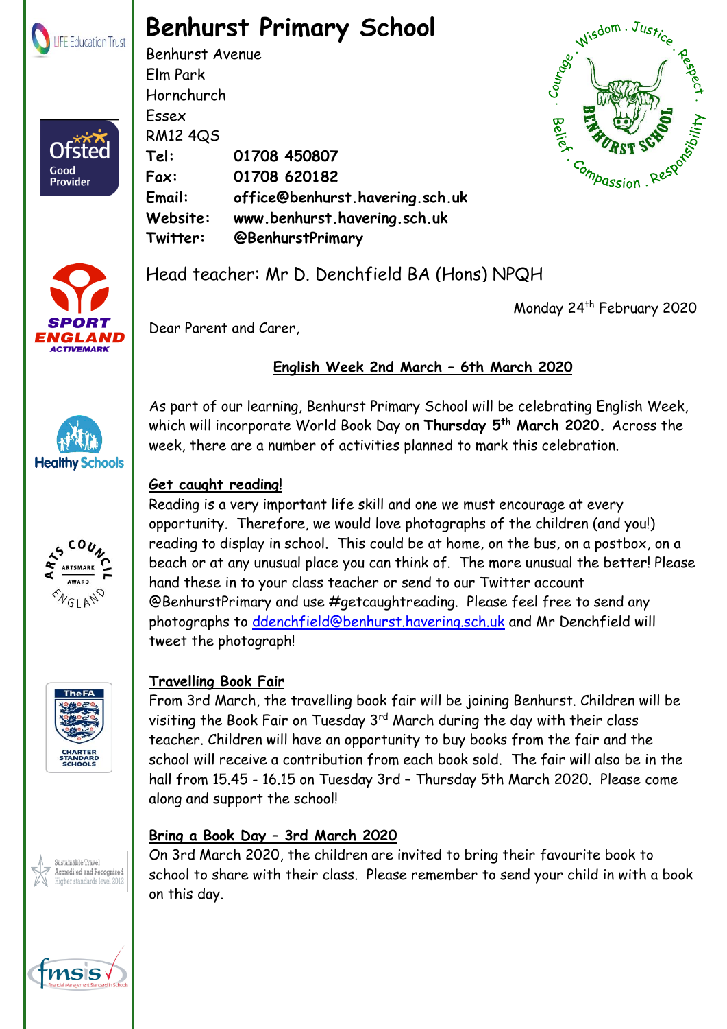# Benhurst Primary School

Benhurst Avenue
Elm Park
Hornchurch
Essex
RM12 4QS

**Tel:** **01708 450807**
**Fax:** **01708 620182**
**Email:** **office@benhurst.havering.sch.uk**
**Website:** **www.benhurst.havering.sch.uk**
**Twitter:** **@BenhurstPrimary**

Head teacher: Mr D. Denchfield BA (Hons) NPQH

Monday 24th February 2020

Dear Parent and Carer,

## English Week 2nd March – 6th March 2020

As part of our learning, Benhurst Primary School will be celebrating English Week, which will incorporate World Book Day on **Thursday 5th March 2020.** Across the week, there are a number of activities planned to mark this celebration.

### Get caught reading!

Reading is a very important life skill and one we must encourage at every opportunity. Therefore, we would love photographs of the children (and you!) reading to display in school. This could be at home, on the bus, on a postbox, on a beach or at any unusual place you can think of. The more unusual the better! Please hand these in to your class teacher or send to our Twitter account @BenhurstPrimary and use #getcaughtreading. Please feel free to send any photographs to ddenchfield@benhurst.havering.sch.uk and Mr Denchfield will tweet the photograph!

### Travelling Book Fair

From 3rd March, the travelling book fair will be joining Benhurst. Children will be visiting the Book Fair on Tuesday 3rd March during the day with their class teacher. Children will have an opportunity to buy books from the fair and the school will receive a contribution from each book sold. The fair will also be in the hall from 15.45 - 16.15 on Tuesday 3rd – Thursday 5th March 2020. Please come along and support the school!

### Bring a Book Day – 3rd March 2020

On 3rd March 2020, the children are invited to bring their favourite book to school to share with their class. Please remember to send your child in with a book on this day.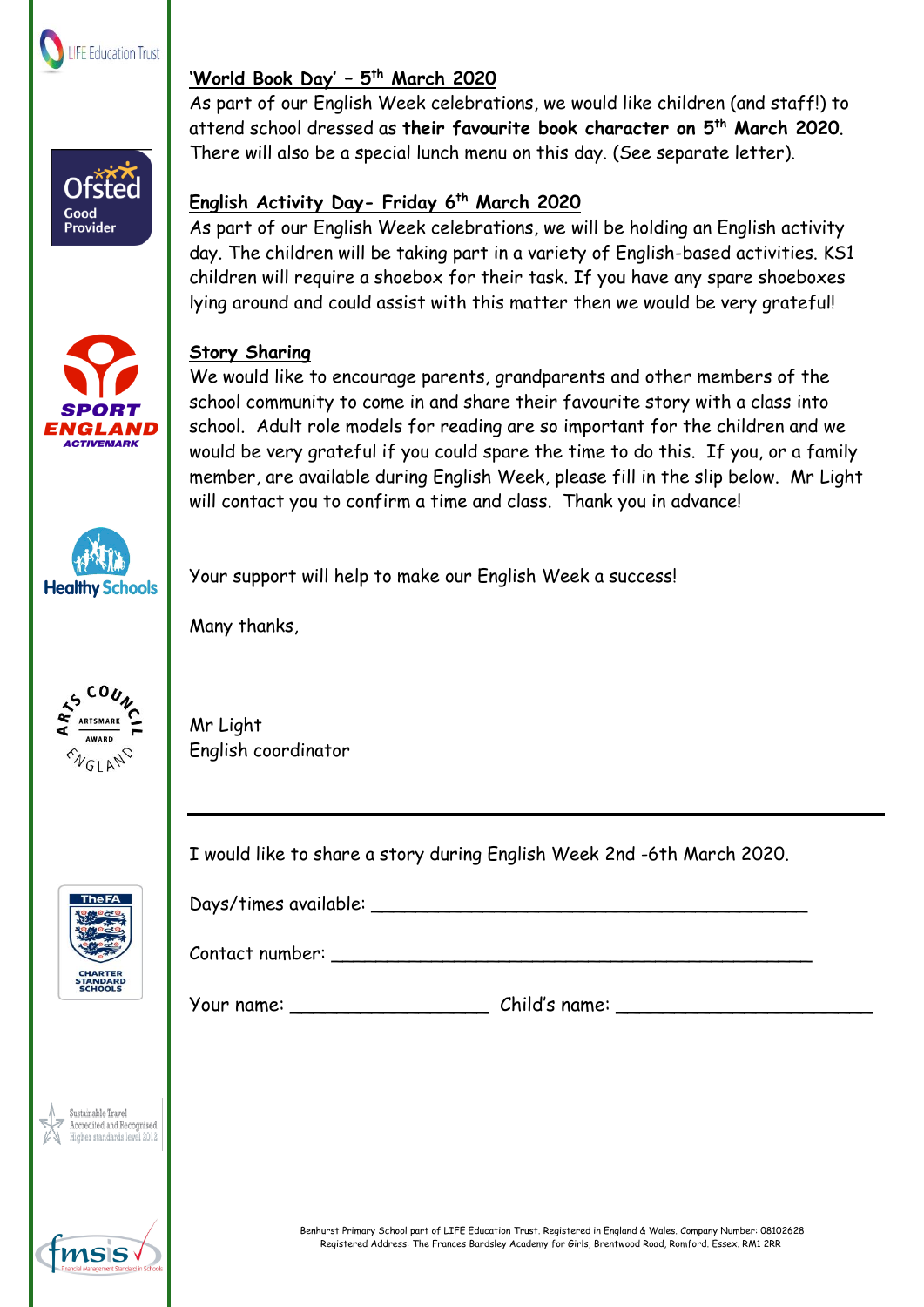## 'World Book Day' – 5th March 2020

As part of our English Week celebrations, we would like children (and staff!) to attend school dressed as **their favourite book character on 5th March 2020**. There will also be a special lunch menu on this day. (See separate letter).

## English Activity Day- Friday 6th March 2020

As part of our English Week celebrations, we will be holding an English activity day. The children will be taking part in a variety of English-based activities. KS1 children will require a shoebox for their task. If you have any spare shoeboxes lying around and could assist with this matter then we would be very grateful!

## Story Sharing

We would like to encourage parents, grandparents and other members of the school community to come in and share their favourite story with a class into school. Adult role models for reading are so important for the children and we would be very grateful if you could spare the time to do this. If you, or a family member, are available during English Week, please fill in the slip below. Mr Light will contact you to confirm a time and class. Thank you in advance!

Your support will help to make our English Week a success!

Many thanks,

Mr Light
English coordinator

---

I would like to share a story during English Week 2nd -6th March 2020.

Days/times available: ________________________________________

Contact number: ____________________________________________

Your name: __________________ Child's name: _______________________

Benhurst Primary School part of LIFE Education Trust. Registered in England & Wales. Company Number: 08102628
Registered Address: The Frances Bardsley Academy for Girls, Brentwood Road, Romford. Essex. RM1 2RR